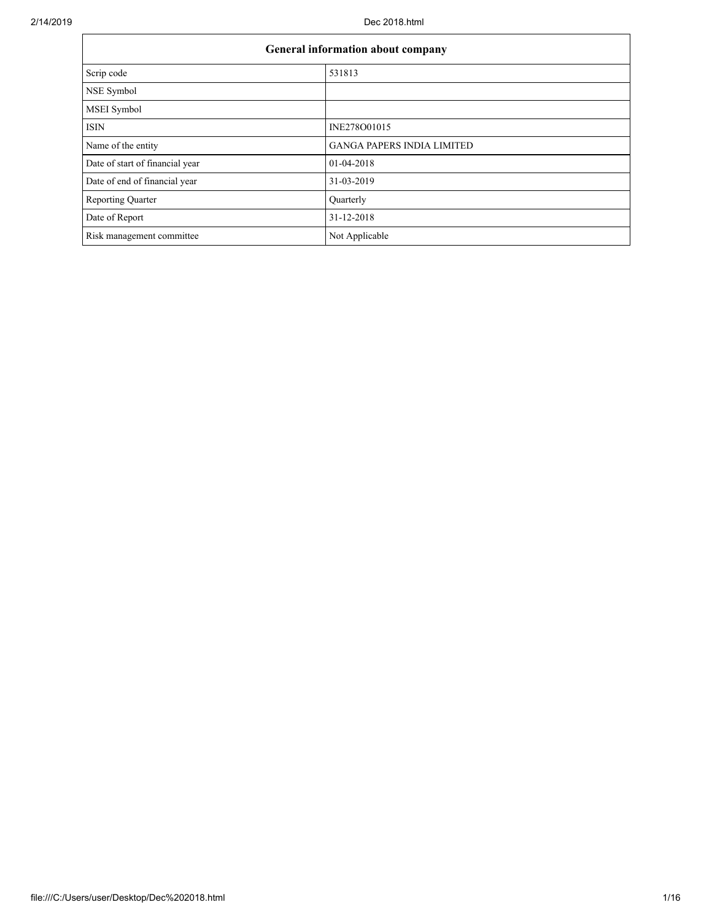| General information about company | |
|---|---|
| Scrip code | 531813 |
| NSE Symbol | |
| MSEI Symbol | |
| ISIN | INE278O01015 |
| Name of the entity | GANGA PAPERS INDIA LIMITED |
| Date of start of financial year | 01-04-2018 |
| Date of end of financial year | 31-03-2019 |
| Reporting Quarter | Quarterly |
| Date of Report | 31-12-2018 |
| Risk management committee | Not Applicable |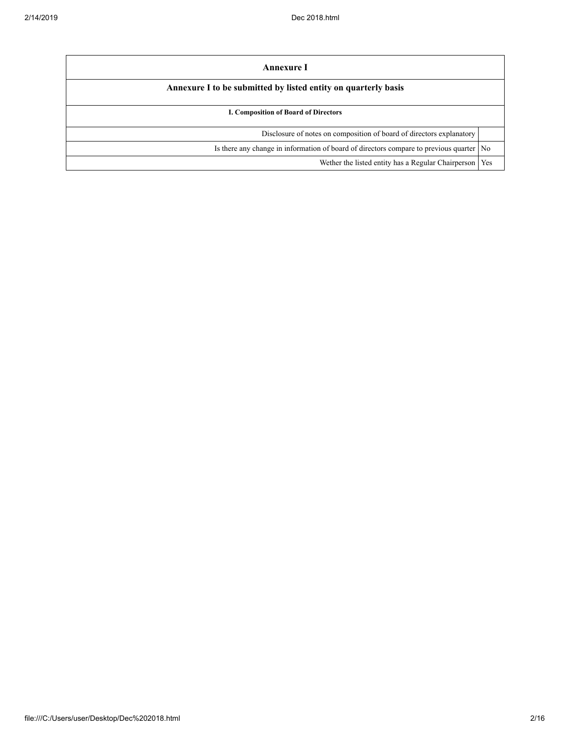| Annexure I | |
|---|---|
| **Annexure I to be submitted by listed entity on quarterly basis** | |
| **I. Composition of Board of Directors** | |
| Disclosure of notes on composition of board of directors explanatory | |
| Is there any change in information of board of directors compare to previous quarter | No |
| Wether the listed entity has a Regular Chairperson | Yes |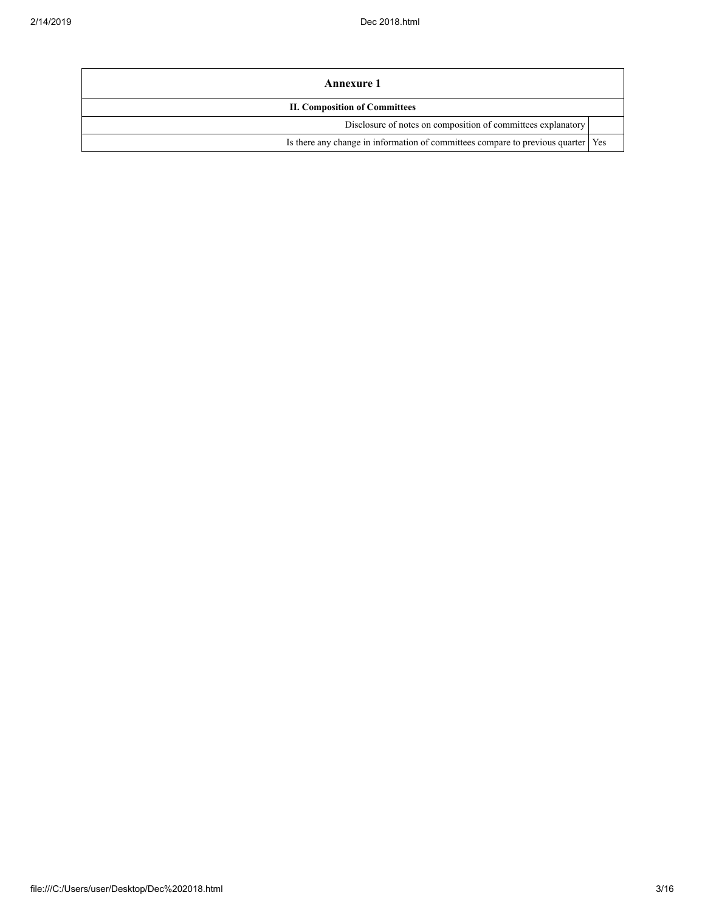| Annexure 1 | |
|---|---|
| **II. Composition of Committees** | |
| Disclosure of notes on composition of committees explanatory | |
| Is there any change in information of committees compare to previous quarter | Yes |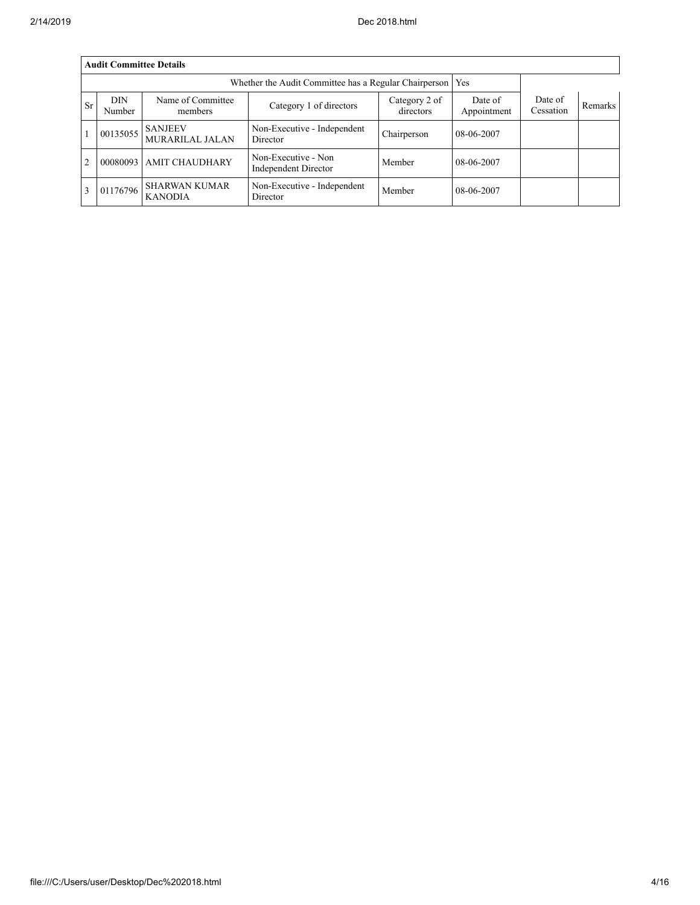| Audit Committee Details | | | | | | | |
|---|---|---|---|---|---|---|---|
| Whether the Audit Committee has a Regular Chairperson | | | | | Yes | | |
| Sr | DIN Number | Name of Committee members | Category 1 of directors | Category 2 of directors | Date of Appointment | Date of Cessation | Remarks |
| 1 | 00135055 | SANJEEV MURARILAL JALAN | Non-Executive - Independent Director | Chairperson | 08-06-2007 | | |
| 2 | 00080093 | AMIT CHAUDHARY | Non-Executive - Non Independent Director | Member | 08-06-2007 | | |
| 3 | 01176796 | SHARWAN KUMAR KANODIA | Non-Executive - Independent Director | Member | 08-06-2007 | | |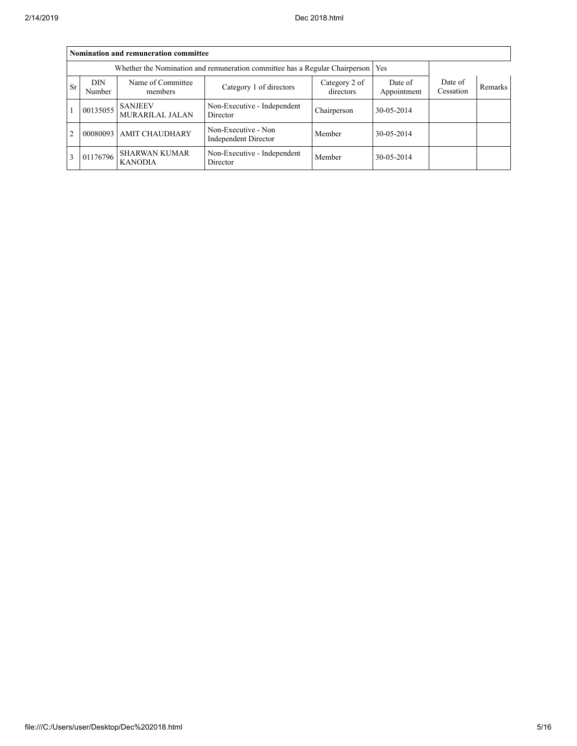| Nomination and remuneration committee | | | | | | | |
|---|---|---|---|---|---|---|---|
| Whether the Nomination and remuneration committee has a Regular Chairperson | | | | | Yes | | |
| Sr | DIN Number | Name of Committee members | Category 1 of directors | Category 2 of directors | Date of Appointment | Date of Cessation | Remarks |
| 1 | 00135055 | SANJEEV MURARILAL JALAN | Non-Executive - Independent Director | Chairperson | 30-05-2014 | | |
| 2 | 00080093 | AMIT CHAUDHARY | Non-Executive - Non Independent Director | Member | 30-05-2014 | | |
| 3 | 01176796 | SHARWAN KUMAR KANODIA | Non-Executive - Independent Director | Member | 30-05-2014 | | |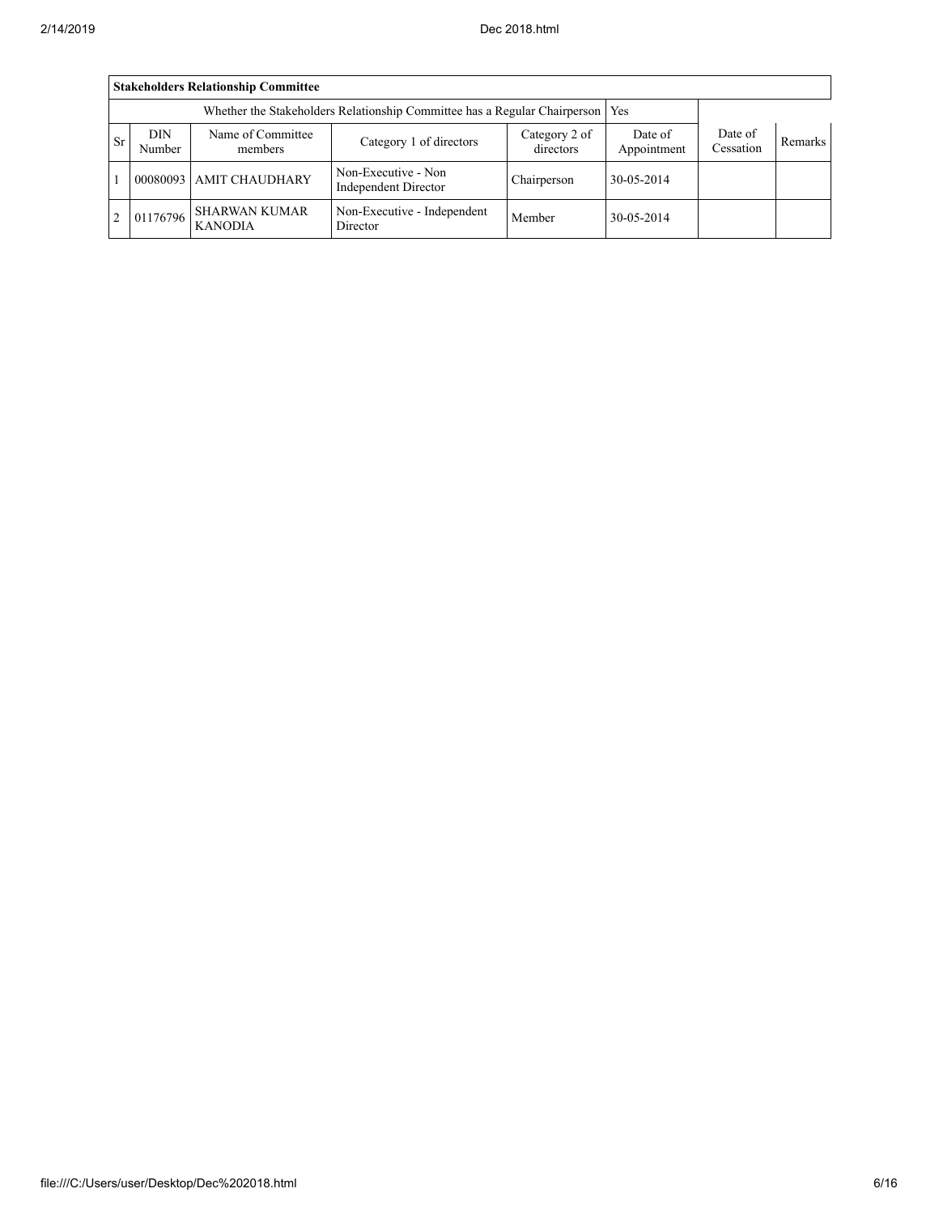| Stakeholders Relationship Committee | | | | | | | |
|---|---|---|---|---|---|---|---|
| Whether the Stakeholders Relationship Committee has a Regular Chairperson | | | | | Yes | | |
| Sr | DIN Number | Name of Committee members | Category 1 of directors | Category 2 of directors | Date of Appointment | Date of Cessation | Remarks |
| 1 | 00080093 | AMIT CHAUDHARY | Non-Executive - Non Independent Director | Chairperson | 30-05-2014 | | |
| 2 | 01176796 | SHARWAN KUMAR KANODIA | Non-Executive - Independent Director | Member | 30-05-2014 | | |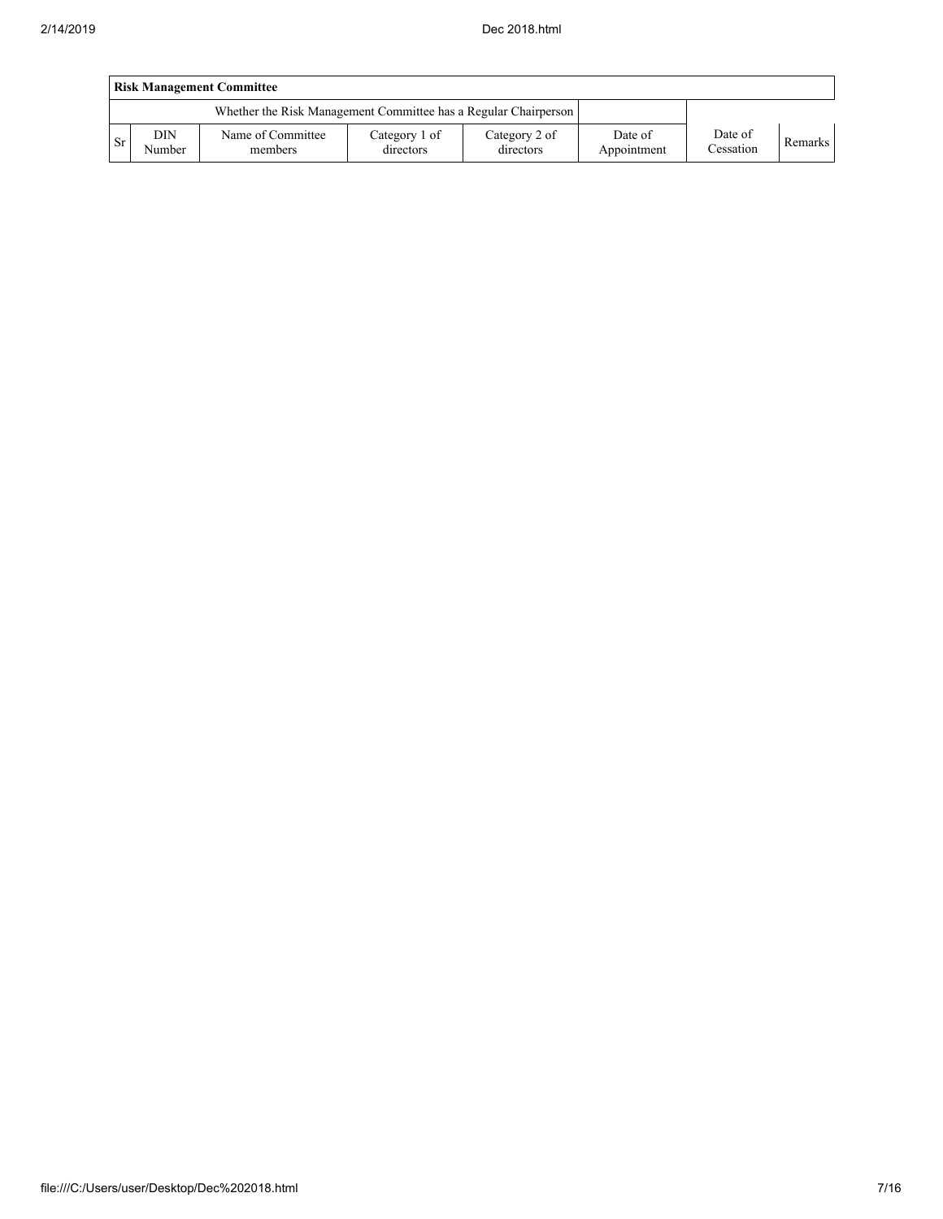| Risk Management Committee | | | | | | | |
|---|---|---|---|---|---|---|---|
| Whether the Risk Management Committee has a Regular Chairperson | | | | | | | |
| Sr | DIN Number | Name of Committee members | Category 1 of directors | Category 2 of directors | Date of Appointment | Date of Cessation | Remarks |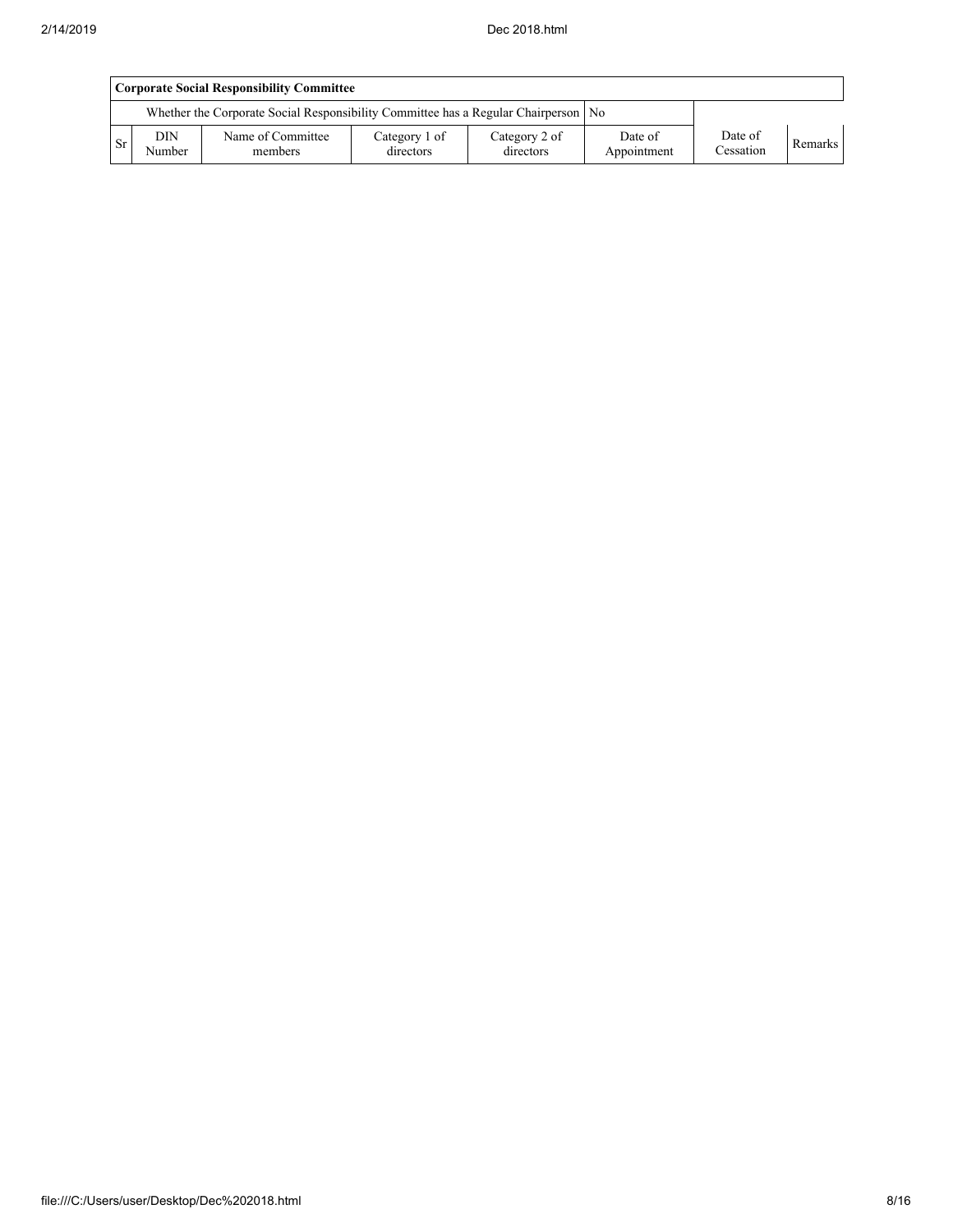| Corporate Social Responsibility Committee | | | | | | | |
|---|---|---|---|---|---|---|---|
| Whether the Corporate Social Responsibility Committee has a Regular Chairperson | | | | | No | | |
| Sr | DIN Number | Name of Committee members | Category 1 of directors | Category 2 of directors | Date of Appointment | Date of Cessation | Remarks |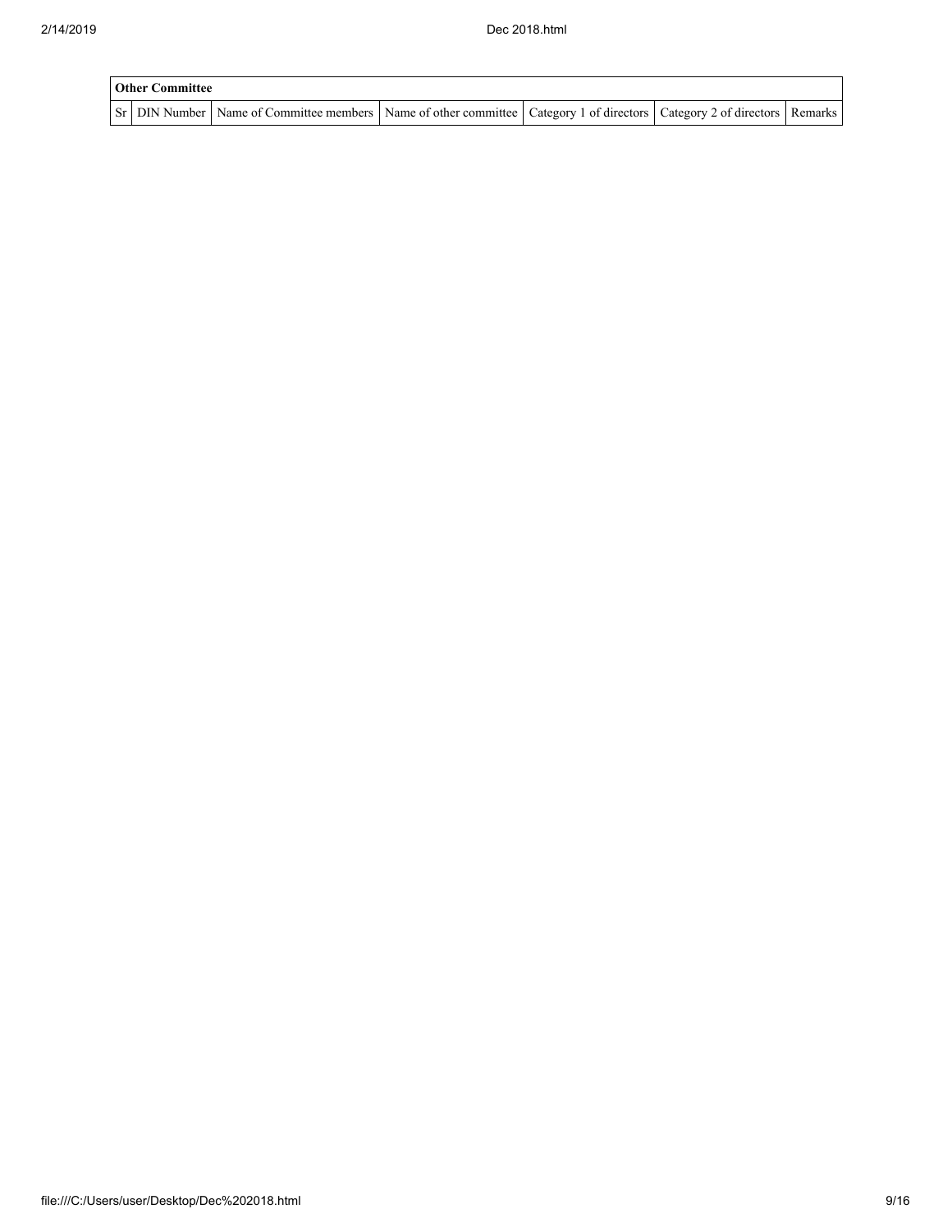| Other Committee | | | | | | |
|---|---|---|---|---|---|---|
| Sr | DIN Number | Name of Committee members | Name of other committee | Category 1 of directors | Category 2 of directors | Remarks |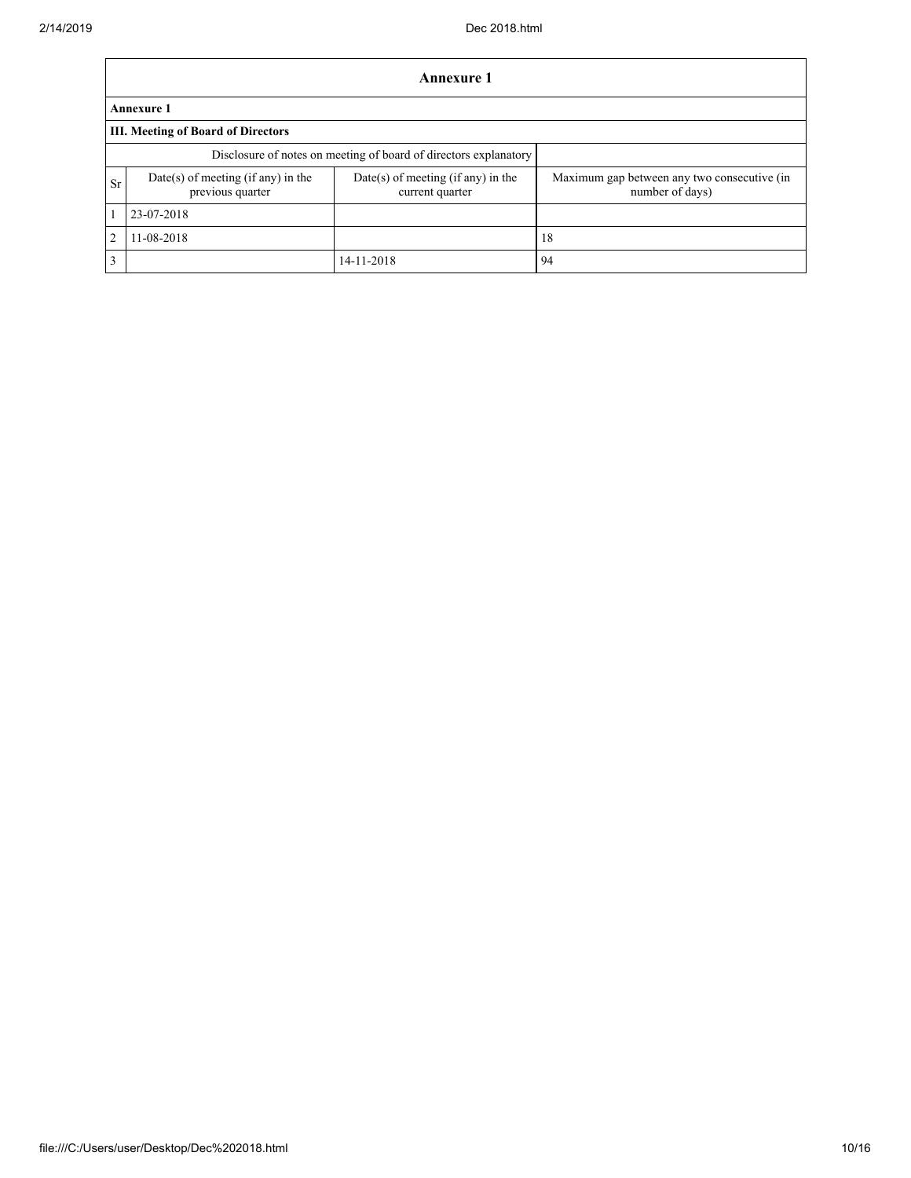| Annexure 1 | | | |
|---|---|---|---|
| **Annexure 1** | | | |
| **III. Meeting of Board of Directors** | | | |
| Disclosure of notes on meeting of board of directors explanatory | | | |
| Sr | Date(s) of meeting (if any) in the previous quarter | Date(s) of meeting (if any) in the current quarter | Maximum gap between any two consecutive (in number of days) |
| 1 | 23-07-2018 | | |
| 2 | 11-08-2018 | | 18 |
| 3 | | 14-11-2018 | 94 |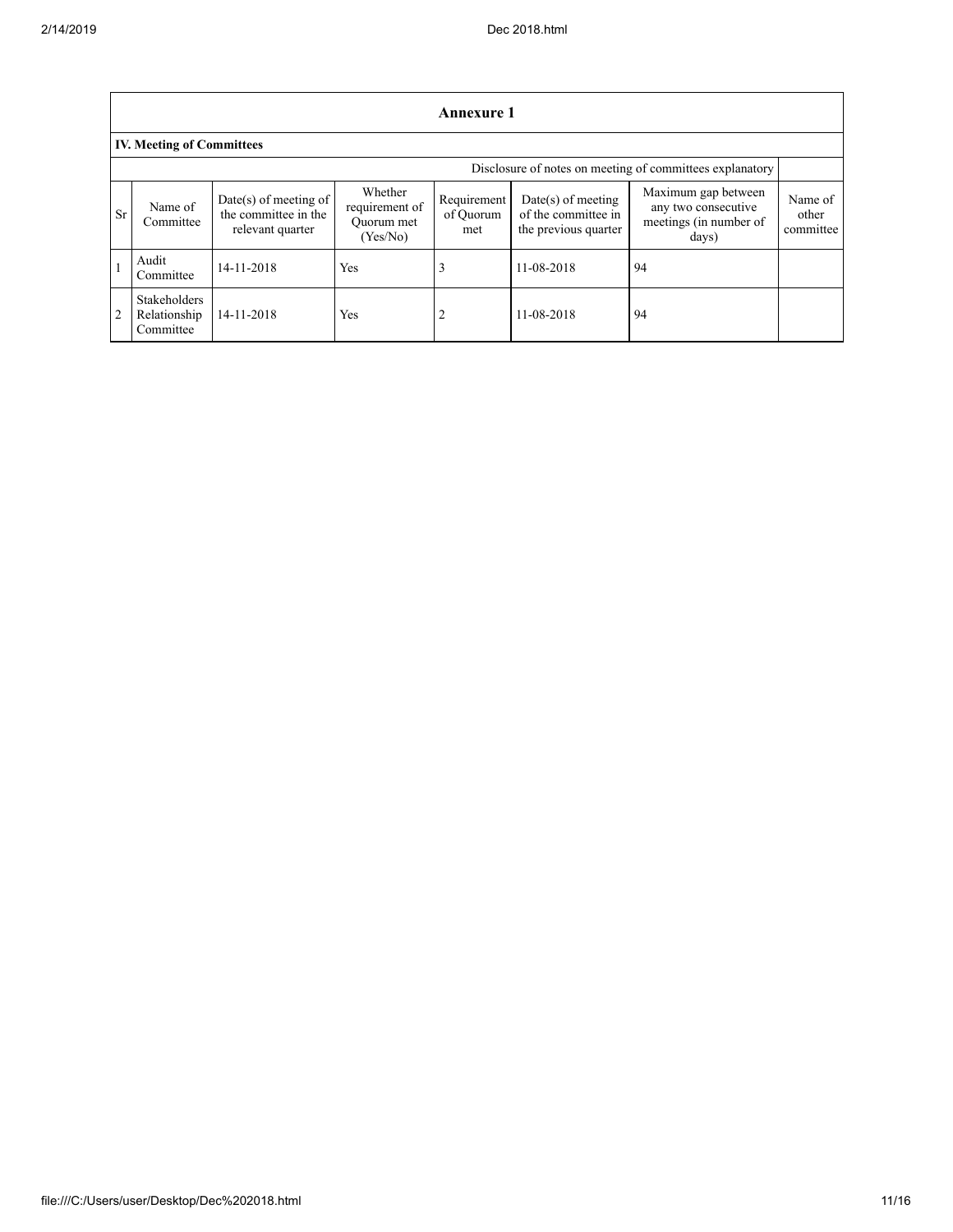## Annexure 1

### IV. Meeting of Committees

Disclosure of notes on meeting of committees explanatory

| Sr | Name of Committee | Date(s) of meeting of the committee in the relevant quarter | Whether requirement of Quorum met (Yes/No) | Requirement of Quorum met | Date(s) of meeting of the committee in the previous quarter | Maximum gap between any two consecutive meetings (in number of days) | Name of other committee |
|---|---|---|---|---|---|---|---|
| 1 | Audit Committee | 14-11-2018 | Yes | 3 | 11-08-2018 | 94 | |
| 2 | Stakeholders Relationship Committee | 14-11-2018 | Yes | 2 | 11-08-2018 | 94 | |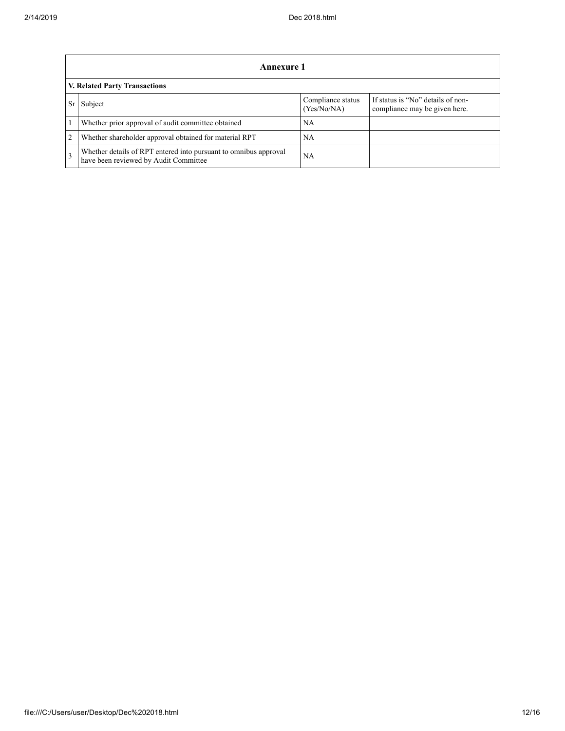## Annexure 1

### V. Related Party Transactions

| Sr | Subject | Compliance status (Yes/No/NA) | If status is "No" details of non-compliance may be given here. |
|---|---|---|---|
| 1 | Whether prior approval of audit committee obtained | NA | |
| 2 | Whether shareholder approval obtained for material RPT | NA | |
| 3 | Whether details of RPT entered into pursuant to omnibus approval have been reviewed by Audit Committee | NA | |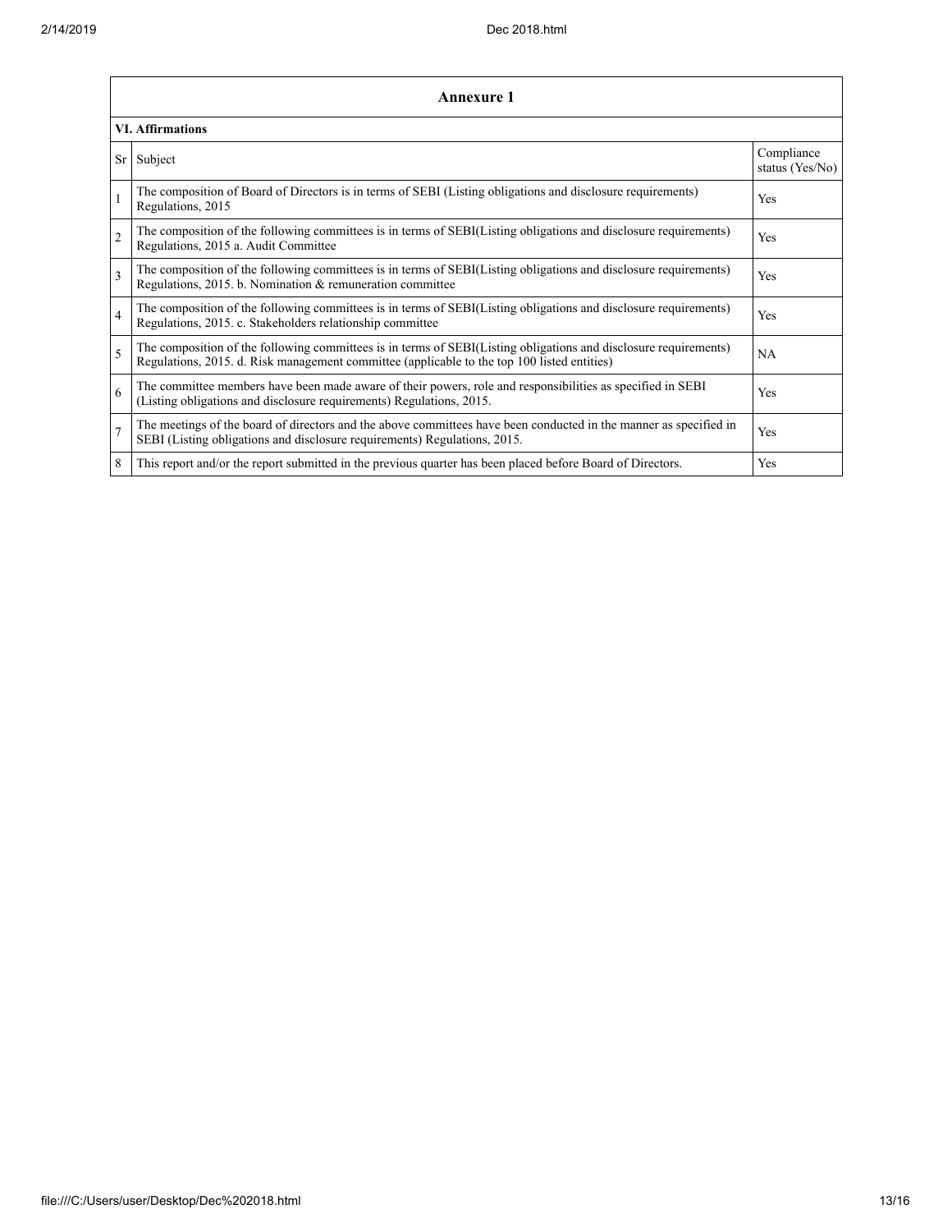| Annexure 1 | | |
|---|---|---|
| **VI. Affirmations** | | |
| Sr | Subject | Compliance status (Yes/No) |
| 1 | The composition of Board of Directors is in terms of SEBI (Listing obligations and disclosure requirements) Regulations, 2015 | Yes |
| 2 | The composition of the following committees is in terms of SEBI(Listing obligations and disclosure requirements) Regulations, 2015 a. Audit Committee | Yes |
| 3 | The composition of the following committees is in terms of SEBI(Listing obligations and disclosure requirements) Regulations, 2015. b. Nomination & remuneration committee | Yes |
| 4 | The composition of the following committees is in terms of SEBI(Listing obligations and disclosure requirements) Regulations, 2015. c. Stakeholders relationship committee | Yes |
| 5 | The composition of the following committees is in terms of SEBI(Listing obligations and disclosure requirements) Regulations, 2015. d. Risk management committee (applicable to the top 100 listed entities) | NA |
| 6 | The committee members have been made aware of their powers, role and responsibilities as specified in SEBI (Listing obligations and disclosure requirements) Regulations, 2015. | Yes |
| 7 | The meetings of the board of directors and the above committees have been conducted in the manner as specified in SEBI (Listing obligations and disclosure requirements) Regulations, 2015. | Yes |
| 8 | This report and/or the report submitted in the previous quarter has been placed before Board of Directors. | Yes |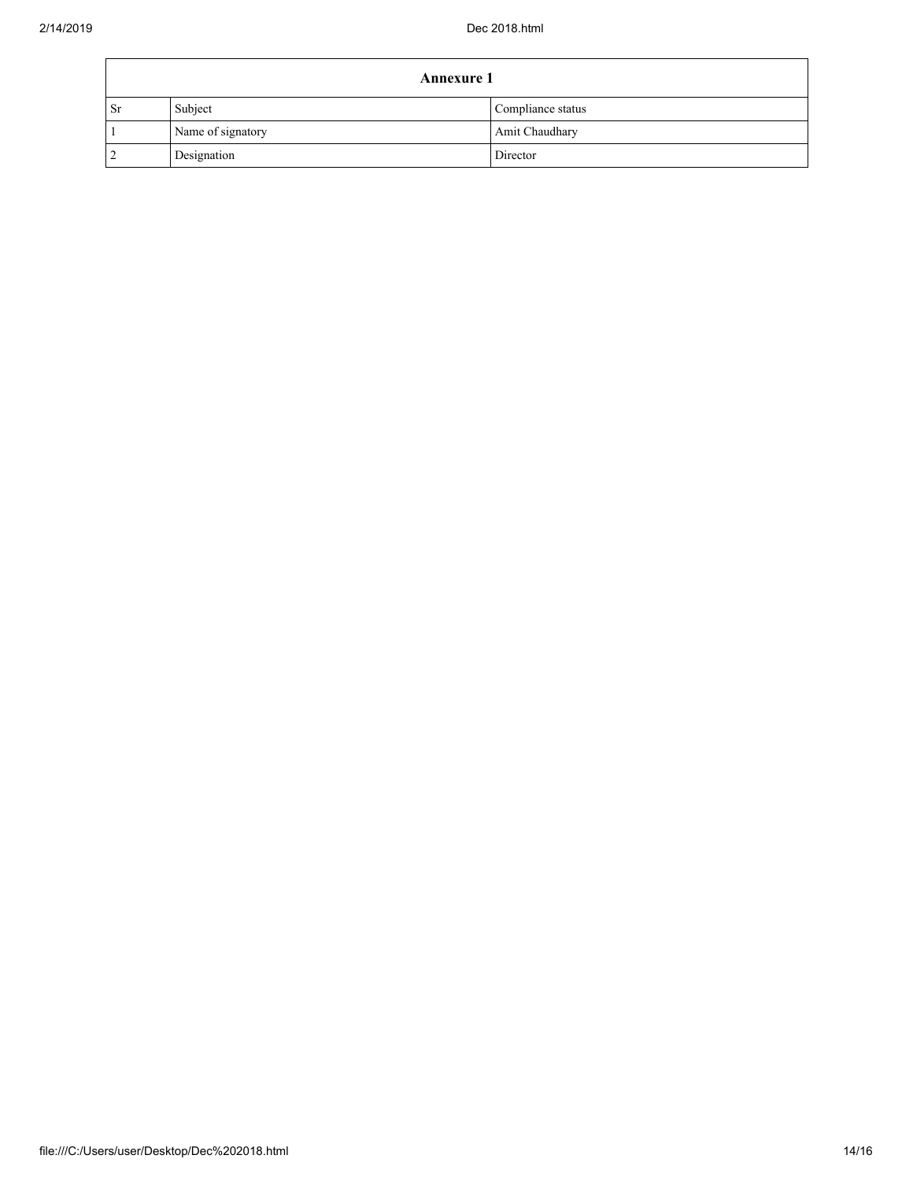| Annexure 1 | | |
|---|---|---|
| Sr | Subject | Compliance status |
| 1 | Name of signatory | Amit Chaudhary |
| 2 | Designation | Director |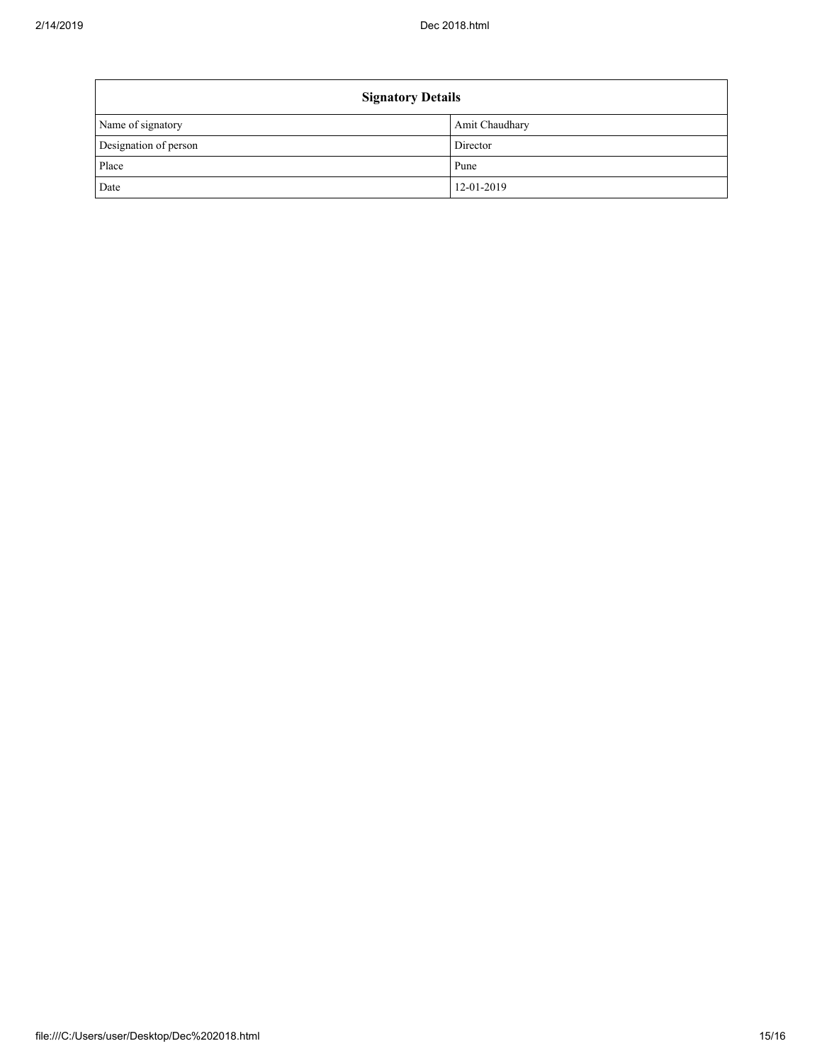| Signatory Details | |
| --- | --- |
| Name of signatory | Amit Chaudhary |
| Designation of person | Director |
| Place | Pune |
| Date | 12-01-2019 |